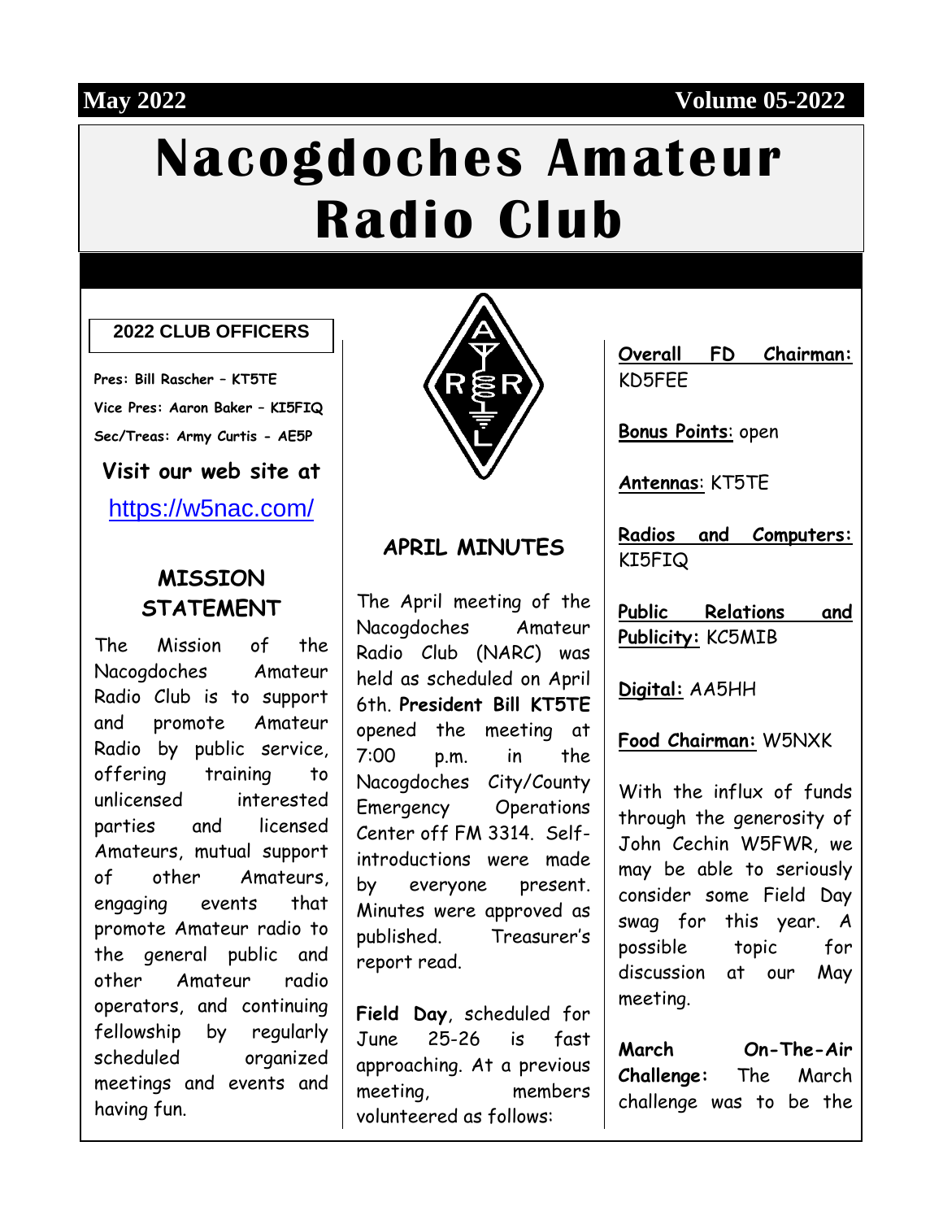May 2022 Volume 05-2022

# Nacogdoches Amateur Radio Club

**2022 CLUB OFFICERS**

**Pres: Bill Rascher – KT5TE**

**Vice Pres: Aaron Baker – KI5FIQ**

**Sec/Treas: Army Curtis - AE5P**

**Visit our web site at**

https://w5nac.com/

## MISSION STATEMENT

The Mission of the Nacogdoches Amateur Radio Club is to support and promote Amateur Radio by public service, offering training to unlicensed interested parties and licensed Amateurs, mutual support of other Amateurs, engaging events that promote Amateur radio to the general public and other Amateur radio operators, and continuing fellowship by regularly scheduled organized meetings and events and having fun.

## APRIL MINUTES

The April meeting of the Nacogdoches Amateur Radio Club (NARC) was held as scheduled on April 6th. **President Bill KT5TE** opened the meeting at 7:00 p.m. in the Nacogdoches City/County Emergency Operations Center off FM 3314. Self-introductions were made by everyone present. Minutes were approved as published. Treasurer's report read.

**Field Day**, scheduled for June 25-26 is fast approaching. At a previous meeting, members volunteered as follows:

**Overall FD Chairman:** KD5FEE

**Bonus Points**: open

**Antennas**: KT5TE

**Radios and Computers:** KI5FIQ

**Public Relations and Publicity:** KC5MIB

**Digital:** AA5HH

**Food Chairman:** W5NXK

With the influx of funds through the generosity of John Cechin W5FWR, we may be able to seriously consider some Field Day swag for this year. A possible topic for discussion at our May meeting.

**March On-The-Air Challenge:** The March challenge was to be the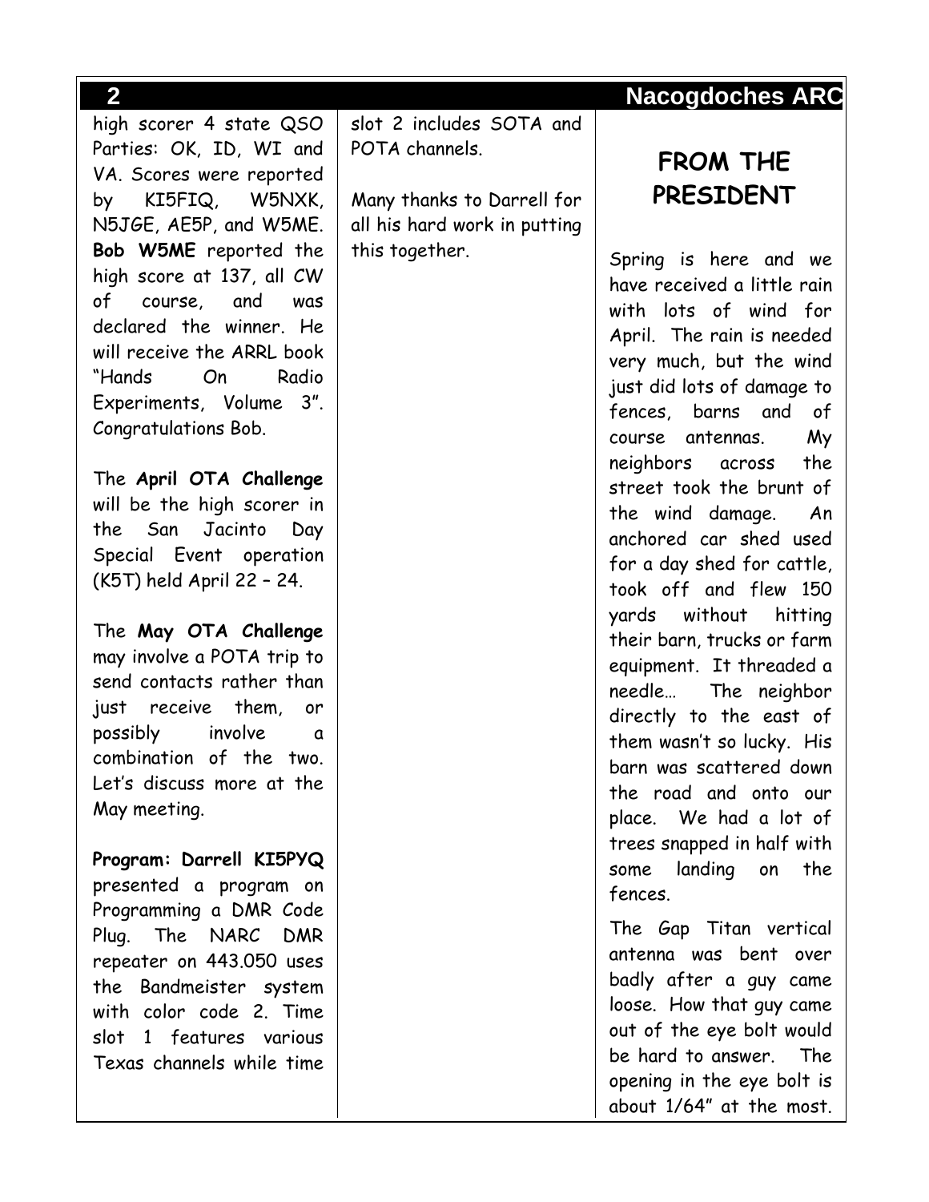high scorer 4 state QSO Parties: OK, ID, WI and VA. Scores were reported by KI5FIQ, W5NXK, N5JGE, AE5P, and W5ME. **Bob W5ME** reported the high score at 137, all CW of course, and was declared the winner. He will receive the ARRL book "Hands On Radio Experiments, Volume 3". Congratulations Bob.

The **April OTA Challenge** will be the high scorer in the San Jacinto Day Special Event operation (K5T) held April 22 – 24.

The **May OTA Challenge** may involve a POTA trip to send contacts rather than just receive them, or possibly involve a combination of the two. Let's discuss more at the May meeting.

**Program: Darrell KI5PYQ** presented a program on Programming a DMR Code Plug. The NARC DMR repeater on 443.050 uses the Bandmeister system with color code 2. Time slot 1 features various Texas channels while time slot 2 includes SOTA and POTA channels.

Many thanks to Darrell for all his hard work in putting this together.

## FROM THE PRESIDENT

Spring is here and we have received a little rain with lots of wind for April. The rain is needed very much, but the wind just did lots of damage to fences, barns and of course antennas. My neighbors across the street took the brunt of the wind damage. An anchored car shed used for a day shed for cattle, took off and flew 150 yards without hitting their barn, trucks or farm equipment. It threaded a needle… The neighbor directly to the east of them wasn't so lucky. His barn was scattered down the road and onto our place. We had a lot of trees snapped in half with some landing on the fences.

The Gap Titan vertical antenna was bent over badly after a guy came loose. How that guy came out of the eye bolt would be hard to answer. The opening in the eye bolt is about 1/64" at the most.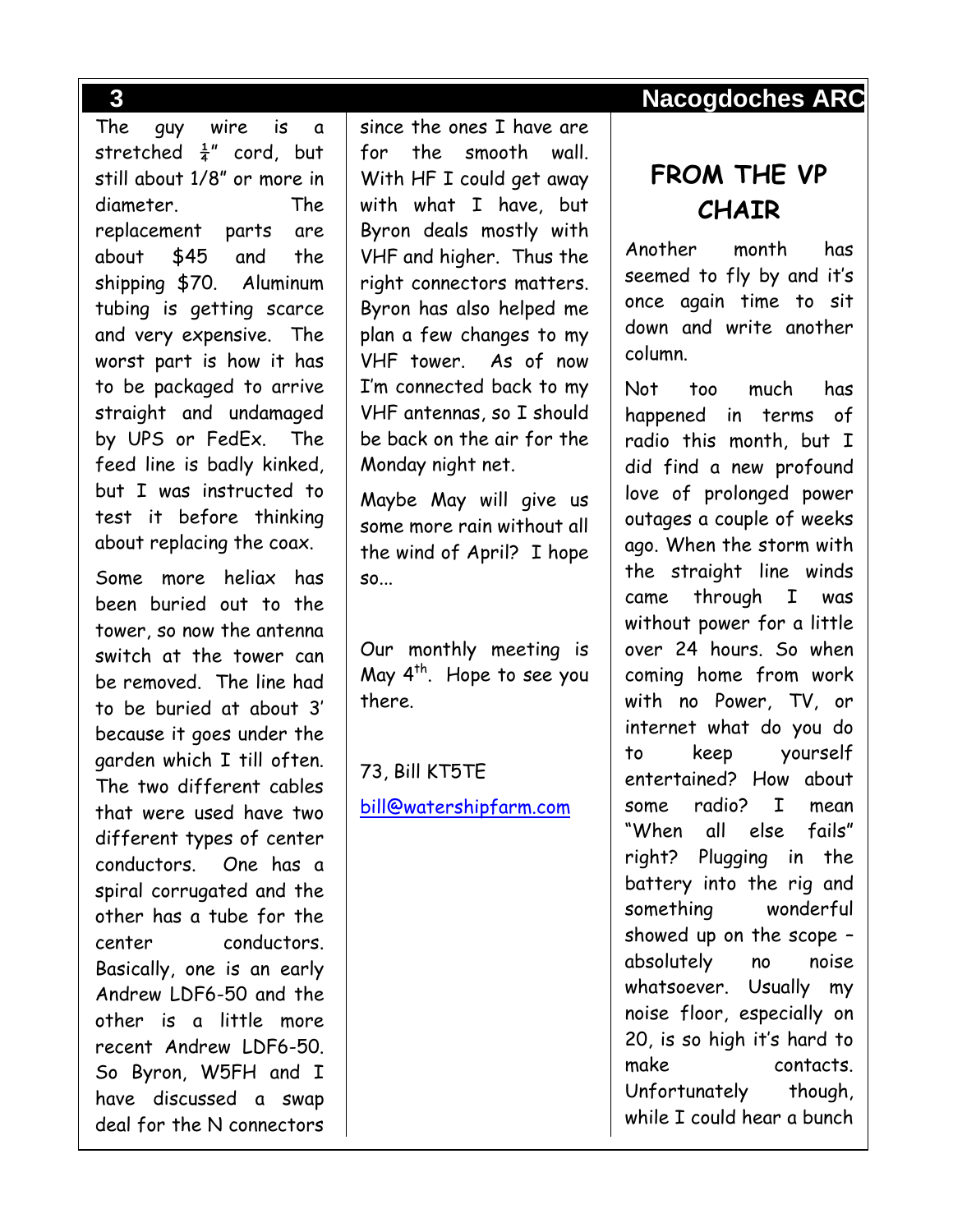The guy wire is a stretched ¼" cord, but still about 1/8" or more in diameter. The replacement parts are about $45 and the shipping $70. Aluminum tubing is getting scarce and very expensive. The worst part is how it has to be packaged to arrive straight and undamaged by UPS or FedEx. The feed line is badly kinked, but I was instructed to test it before thinking about replacing the coax.

Some more heliax has been buried out to the tower, so now the antenna switch at the tower can be removed. The line had to be buried at about 3' because it goes under the garden which I till often. The two different cables that were used have two different types of center conductors. One has a spiral corrugated and the other has a tube for the center conductors. Basically, one is an early Andrew LDF6-50 and the other is a little more recent Andrew LDF6-50. So Byron, W5FH and I have discussed a swap deal for the N connectors since the ones I have are for the smooth wall. With HF I could get away with what I have, but Byron deals mostly with VHF and higher. Thus the right connectors matters. Byron has also helped me plan a few changes to my VHF tower. As of now I'm connected back to my VHF antennas, so I should be back on the air for the Monday night net.

Maybe May will give us some more rain without all the wind of April? I hope so...

Our monthly meeting is May 4th. Hope to see you there.

73, Bill KT5TE

bill@watershipfarm.com

## FROM THE VP CHAIR

Another month has seemed to fly by and it's once again time to sit down and write another column.

Not too much has happened in terms of radio this month, but I did find a new profound love of prolonged power outages a couple of weeks ago. When the storm with the straight line winds came through I was without power for a little over 24 hours. So when coming home from work with no Power, TV, or internet what do you do to keep yourself entertained? How about some radio? I mean "When all else fails" right? Plugging in the battery into the rig and something wonderful showed up on the scope – absolutely no noise whatsoever. Usually my noise floor, especially on 20, is so high it's hard to make contacts. Unfortunately though, while I could hear a bunch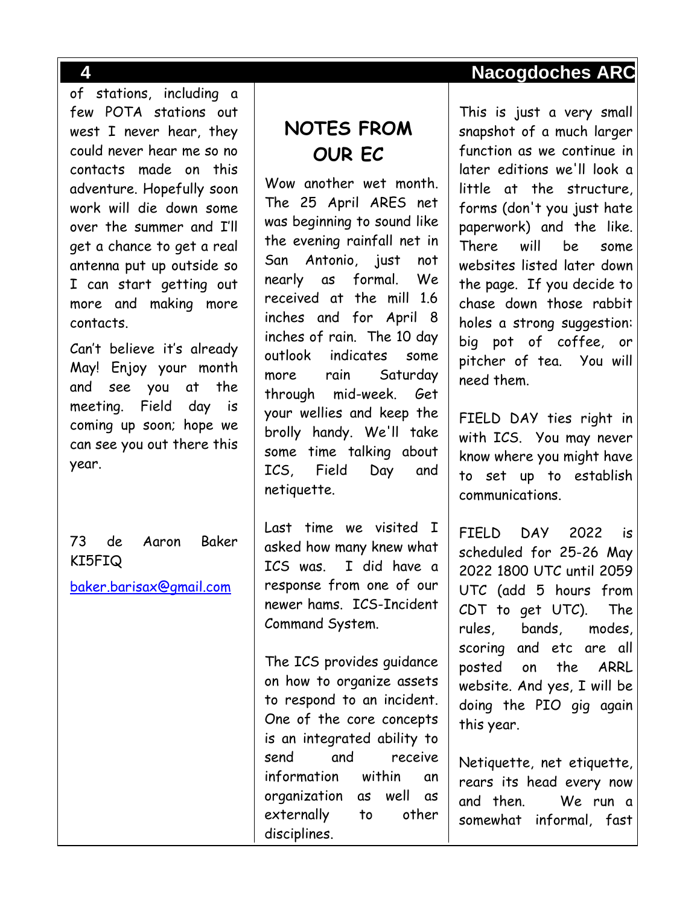of stations, including a few POTA stations out west I never hear, they could never hear me so no contacts made on this adventure. Hopefully soon work will die down some over the summer and I'll get a chance to get a real antenna put up outside so I can start getting out more and making more contacts.

Can't believe it's already May! Enjoy your month and see you at the meeting. Field day is coming up soon; hope we can see you out there this year.

73 de Aaron Baker KI5FIQ

baker.barisax@gmail.com

## NOTES FROM OUR EC

Wow another wet month. The 25 April ARES net was beginning to sound like the evening rainfall net in San Antonio, just not nearly as formal. We received at the mill 1.6 inches and for April 8 inches of rain. The 10 day outlook indicates some more rain Saturday through mid-week. Get your wellies and keep the brolly handy. We'll take some time talking about ICS, Field Day and netiquette.

Last time we visited I asked how many knew what ICS was. I did have a response from one of our newer hams. ICS-Incident Command System.

The ICS provides guidance on how to organize assets to respond to an incident. One of the core concepts is an integrated ability to send and receive information within an organization as well as externally to other disciplines.

This is just a very small snapshot of a much larger function as we continue in later editions we'll look a little at the structure, forms (don't you just hate paperwork) and the like. There will be some websites listed later down the page. If you decide to chase down those rabbit holes a strong suggestion: big pot of coffee, or pitcher of tea. You will need them.

FIELD DAY ties right in with ICS. You may never know where you might have to set up to establish communications.

FIELD DAY 2022 is scheduled for 25-26 May 2022 1800 UTC until 2059 UTC (add 5 hours from CDT to get UTC). The rules, bands, modes, scoring and etc are all posted on the ARRL website. And yes, I will be doing the PIO gig again this year.

Netiquette, net etiquette, rears its head every now and then. We run a somewhat informal, fast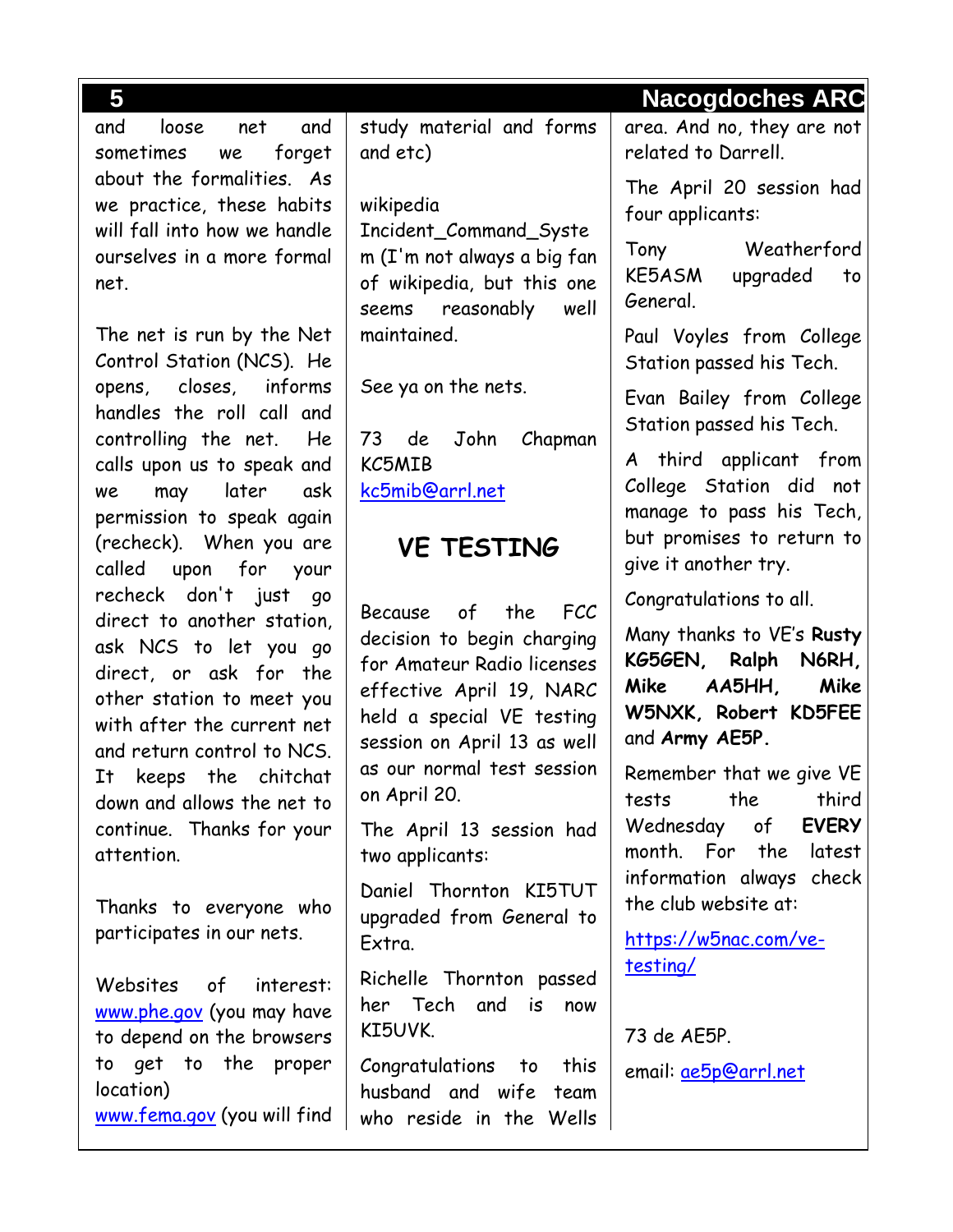and loose net and sometimes we forget about the formalities. As we practice, these habits will fall into how we handle ourselves in a more formal net.

The net is run by the Net Control Station (NCS). He opens, closes, informs handles the roll call and controlling the net. He calls upon us to speak and we may later ask permission to speak again (recheck). When you are called upon for your recheck don't just go direct to another station, ask NCS to let you go direct, or ask for the other station to meet you with after the current net and return control to NCS. It keeps the chitchat down and allows the net to continue. Thanks for your attention.

Thanks to everyone who participates in our nets.

Websites of interest: www.phe.gov (you may have to depend on the browsers to get to the proper location)
www.fema.gov (you will find study material and forms and etc)

wikipedia Incident_Command_System (I'm not always a big fan of wikipedia, but this one seems reasonably well maintained.

See ya on the nets.

73 de John Chapman KC5MIB
kc5mib@arrl.net

## VE TESTING

Because of the FCC decision to begin charging for Amateur Radio licenses effective April 19, NARC held a special VE testing session on April 13 as well as our normal test session on April 20.

The April 13 session had two applicants:

Daniel Thornton KI5TUT upgraded from General to Extra.

Richelle Thornton passed her Tech and is now KI5UVK.

Congratulations to this husband and wife team who reside in the Wells area. And no, they are not related to Darrell.

The April 20 session had four applicants:

Tony Weatherford KE5ASM upgraded to General.

Paul Voyles from College Station passed his Tech.

Evan Bailey from College Station passed his Tech.

A third applicant from College Station did not manage to pass his Tech, but promises to return to give it another try.

Congratulations to all.

Many thanks to VE's **Rusty KG5GEN, Ralph N6RH, Mike AA5HH, Mike W5NXK, Robert KD5FEE** and **Army AE5P.**

Remember that we give VE tests the third Wednesday of **EVERY** month. For the latest information always check the club website at:

https://w5nac.com/ve-testing/

73 de AE5P.

email: ae5p@arrl.net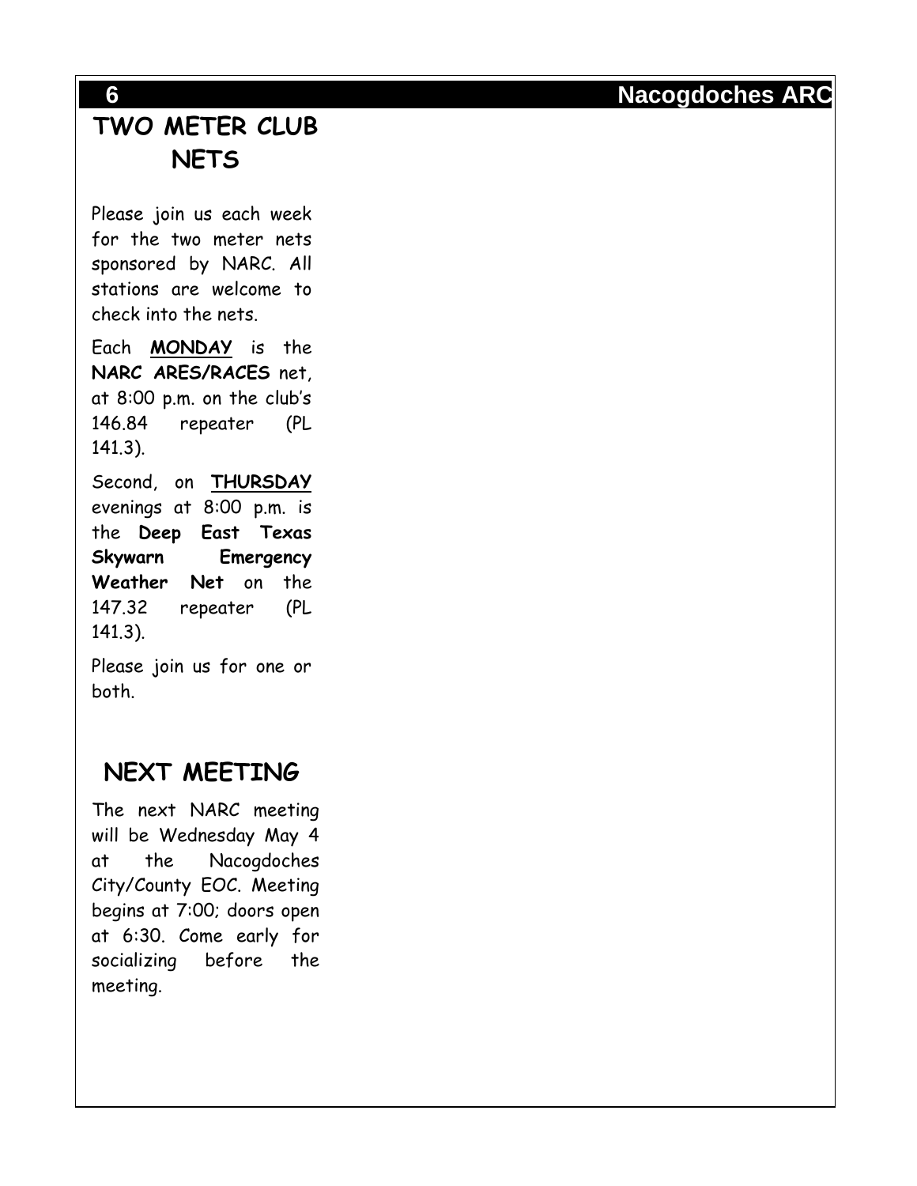## TWO METER CLUB NETS

Please join us each week for the two meter nets sponsored by NARC. All stations are welcome to check into the nets.

Each **MONDAY** is the **NARC ARES/RACES** net, at 8:00 p.m. on the club's 146.84 repeater (PL 141.3).

Second, on **THURSDAY** evenings at 8:00 p.m. is the **Deep East Texas Skywarn Emergency Weather Net** on the 147.32 repeater (PL 141.3).

Please join us for one or both.

## NEXT MEETING

The next NARC meeting will be Wednesday May 4 at the Nacogdoches City/County EOC. Meeting begins at 7:00; doors open at 6:30. Come early for socializing before the meeting.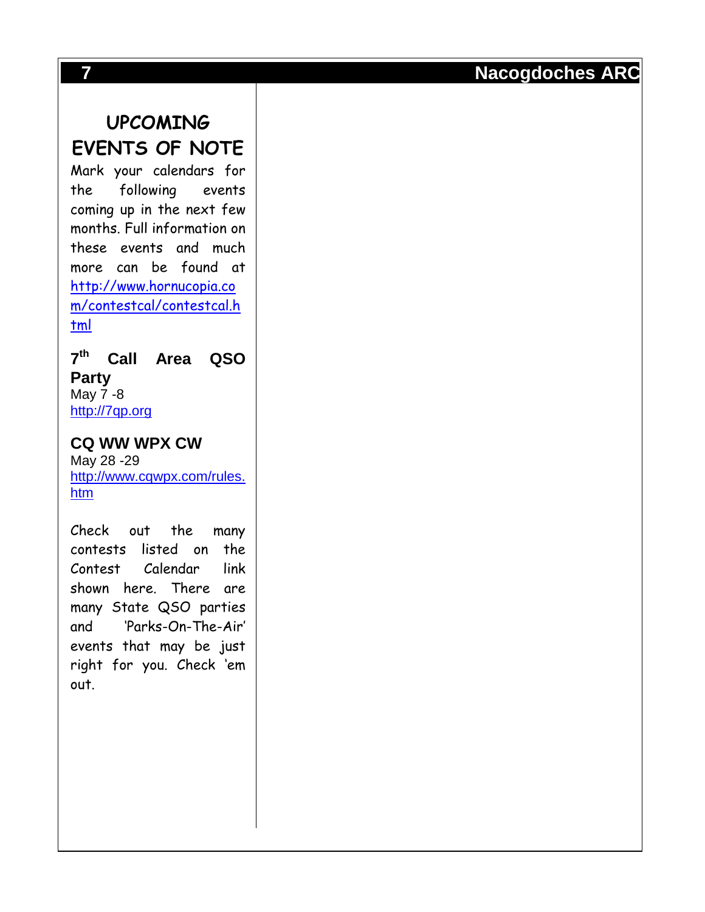## UPCOMING EVENTS OF NOTE

Mark your calendars for the following events coming up in the next few months. Full information on these events and much more can be found at http://www.hornucopia.com/contestcal/contestcal.html

**7th Call Area QSO Party**
May 7 -8
http://7qp.org

**CQ WW WPX CW**
May 28 -29
http://www.cqwpx.com/rules.htm

Check out the many contests listed on the Contest Calendar link shown here. There are many State QSO parties and 'Parks-On-The-Air' events that may be just right for you. Check 'em out.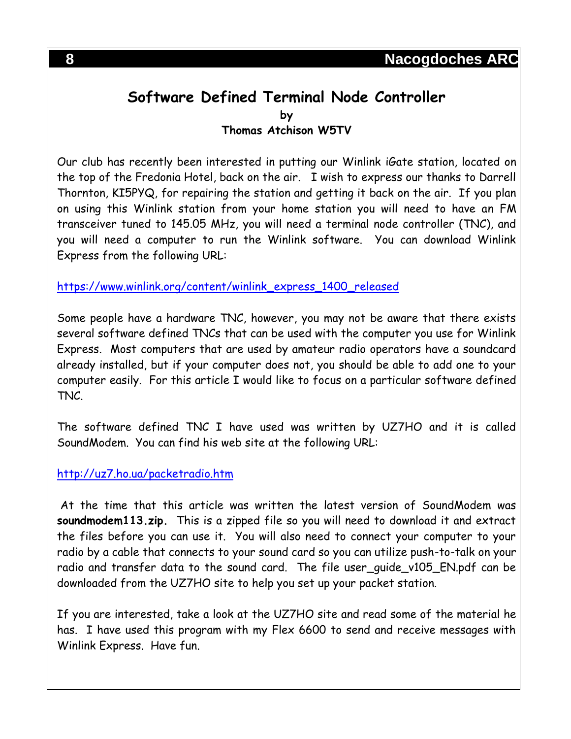# Software Defined Terminal Node Controller

**by**

**Thomas Atchison W5TV**

Our club has recently been interested in putting our Winlink iGate station, located on the top of the Fredonia Hotel, back on the air. I wish to express our thanks to Darrell Thornton, KI5PYQ, for repairing the station and getting it back on the air. If you plan on using this Winlink station from your home station you will need to have an FM transceiver tuned to 145.05 MHz, you will need a terminal node controller (TNC), and you will need a computer to run the Winlink software. You can download Winlink Express from the following URL:

https://www.winlink.org/content/winlink_express_1400_released

Some people have a hardware TNC, however, you may not be aware that there exists several software defined TNCs that can be used with the computer you use for Winlink Express. Most computers that are used by amateur radio operators have a soundcard already installed, but if your computer does not, you should be able to add one to your computer easily. For this article I would like to focus on a particular software defined TNC.

The software defined TNC I have used was written by UZ7HO and it is called SoundModem. You can find his web site at the following URL:

http://uz7.ho.ua/packetradio.htm

At the time that this article was written the latest version of SoundModem was **soundmodem113.zip.** This is a zipped file so you will need to download it and extract the files before you can use it. You will also need to connect your computer to your radio by a cable that connects to your sound card so you can utilize push-to-talk on your radio and transfer data to the sound card. The file user_guide_v105_EN.pdf can be downloaded from the UZ7HO site to help you set up your packet station.

If you are interested, take a look at the UZ7HO site and read some of the material he has. I have used this program with my Flex 6600 to send and receive messages with Winlink Express. Have fun.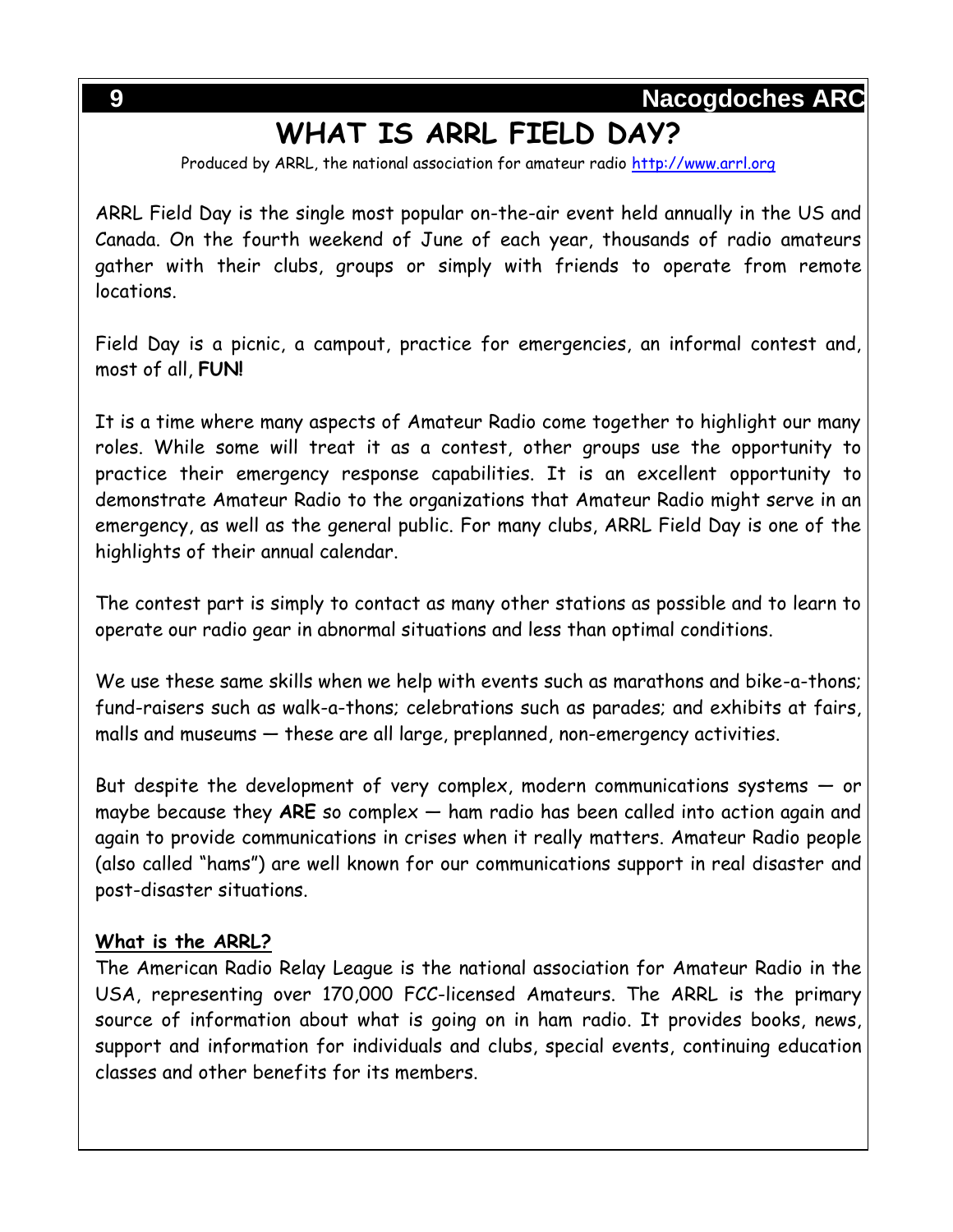# WHAT IS ARRL FIELD DAY?

Produced by ARRL, the national association for amateur radio [http://www.arrl.org](http://www.arrl.org)

ARRL Field Day is the single most popular on-the-air event held annually in the US and Canada. On the fourth weekend of June of each year, thousands of radio amateurs gather with their clubs, groups or simply with friends to operate from remote locations.

Field Day is a picnic, a campout, practice for emergencies, an informal contest and, most of all, **FUN!**

It is a time where many aspects of Amateur Radio come together to highlight our many roles. While some will treat it as a contest, other groups use the opportunity to practice their emergency response capabilities. It is an excellent opportunity to demonstrate Amateur Radio to the organizations that Amateur Radio might serve in an emergency, as well as the general public. For many clubs, ARRL Field Day is one of the highlights of their annual calendar.

The contest part is simply to contact as many other stations as possible and to learn to operate our radio gear in abnormal situations and less than optimal conditions.

We use these same skills when we help with events such as marathons and bike-a-thons; fund-raisers such as walk-a-thons; celebrations such as parades; and exhibits at fairs, malls and museums — these are all large, preplanned, non-emergency activities.

But despite the development of very complex, modern communications systems — or maybe because they **ARE** so complex — ham radio has been called into action again and again to provide communications in crises when it really matters. Amateur Radio people (also called "hams") are well known for our communications support in real disaster and post-disaster situations.

**What is the ARRL?**

The American Radio Relay League is the national association for Amateur Radio in the USA, representing over 170,000 FCC-licensed Amateurs. The ARRL is the primary source of information about what is going on in ham radio. It provides books, news, support and information for individuals and clubs, special events, continuing education classes and other benefits for its members.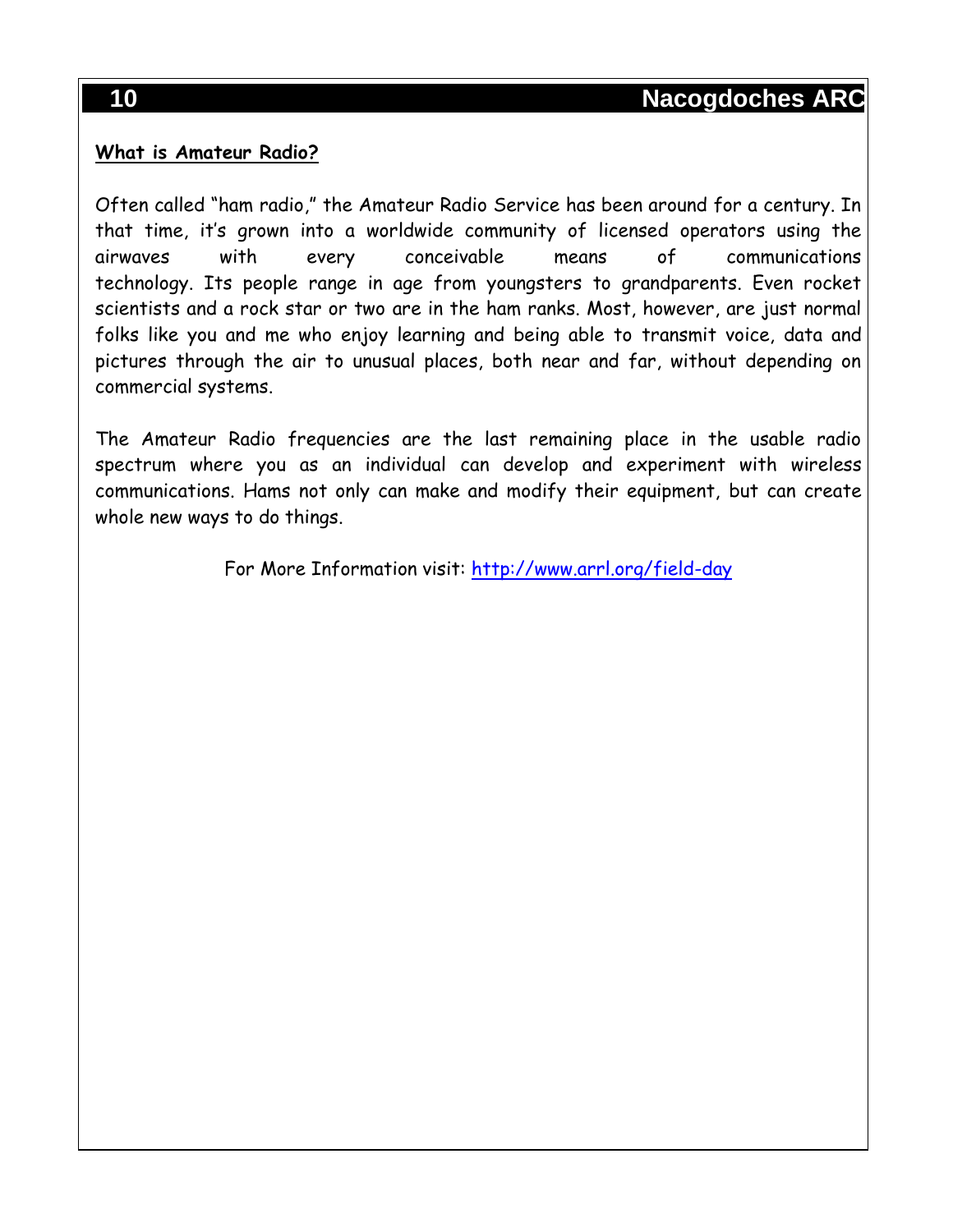**What is Amateur Radio?**

Often called "ham radio," the Amateur Radio Service has been around for a century. In that time, it's grown into a worldwide community of licensed operators using the airwaves with every conceivable means of communications technology. Its people range in age from youngsters to grandparents. Even rocket scientists and a rock star or two are in the ham ranks. Most, however, are just normal folks like you and me who enjoy learning and being able to transmit voice, data and pictures through the air to unusual places, both near and far, without depending on commercial systems.

The Amateur Radio frequencies are the last remaining place in the usable radio spectrum where you as an individual can develop and experiment with wireless communications. Hams not only can make and modify their equipment, but can create whole new ways to do things.

For More Information visit: http://www.arrl.org/field-day